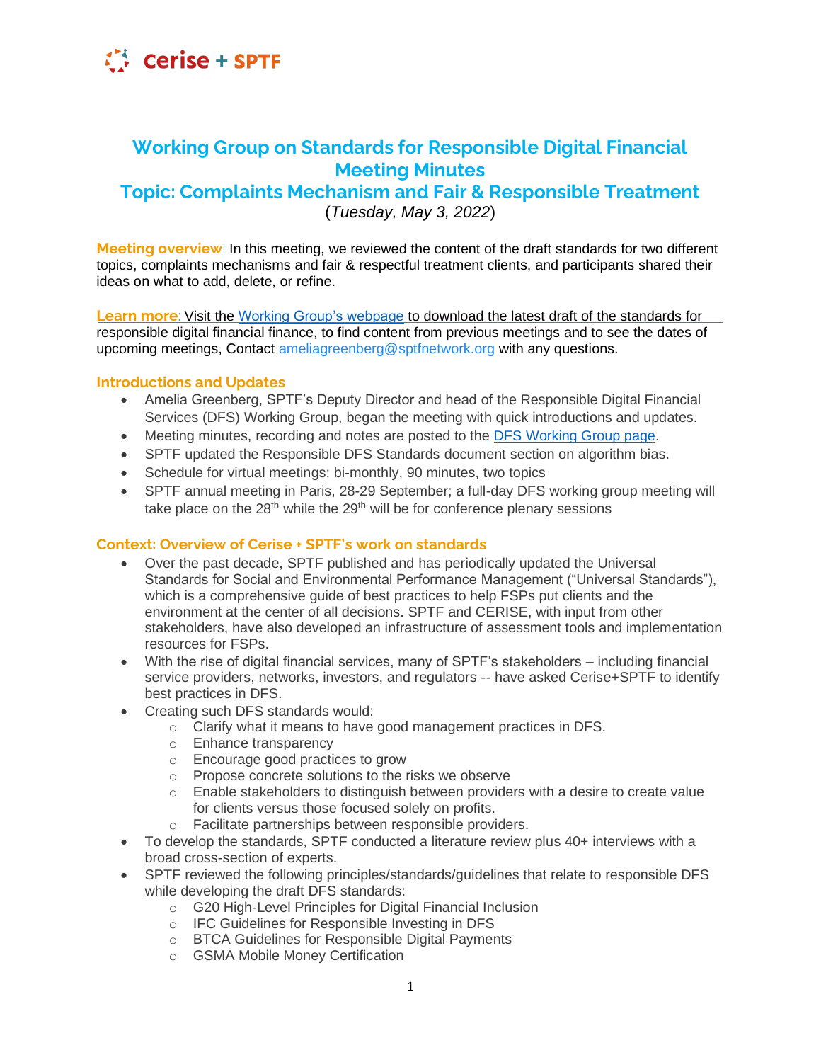# Working Group on Standards for Responsible Digital Financial Meeting Minutes

## Topic: Complaints Mechanism and Fair & Responsible Treatment

(*Tuesday, May 3, 2022*)

**Meeting overview**: In this meeting, we reviewed the content of the draft standards for two different topics, complaints mechanisms and fair & respectful treatment clients, and participants shared their ideas on what to add, delete, or refine.

**Learn more**: Visit the Working Group's webpage to download the latest draft of the standards for responsible digital financial finance, to find content from previous meetings and to see the dates of upcoming meetings, Contact ameliagreenberg@sptfnetwork.org with any questions.

### Introductions and Updates

- Amelia Greenberg, SPTF's Deputy Director and head of the Responsible Digital Financial Services (DFS) Working Group, began the meeting with quick introductions and updates.
- Meeting minutes, recording and notes are posted to the DFS Working Group page.
- SPTF updated the Responsible DFS Standards document section on algorithm bias.
- Schedule for virtual meetings: bi-monthly, 90 minutes, two topics
- SPTF annual meeting in Paris, 28-29 September; a full-day DFS working group meeting will take place on the 28th while the 29th will be for conference plenary sessions

### Context: Overview of Cerise + SPTF's work on standards

- Over the past decade, SPTF published and has periodically updated the Universal Standards for Social and Environmental Performance Management ("Universal Standards"), which is a comprehensive guide of best practices to help FSPs put clients and the environment at the center of all decisions. SPTF and CERISE, with input from other stakeholders, have also developed an infrastructure of assessment tools and implementation resources for FSPs.
- With the rise of digital financial services, many of SPTF's stakeholders – including financial service providers, networks, investors, and regulators -- have asked Cerise+SPTF to identify best practices in DFS.
- Creating such DFS standards would:
  - Clarify what it means to have good management practices in DFS.
  - Enhance transparency
  - Encourage good practices to grow
  - Propose concrete solutions to the risks we observe
  - Enable stakeholders to distinguish between providers with a desire to create value for clients versus those focused solely on profits.
  - Facilitate partnerships between responsible providers.
- To develop the standards, SPTF conducted a literature review plus 40+ interviews with a broad cross-section of experts.
- SPTF reviewed the following principles/standards/guidelines that relate to responsible DFS while developing the draft DFS standards:
  - G20 High-Level Principles for Digital Financial Inclusion
  - IFC Guidelines for Responsible Investing in DFS
  - BTCA Guidelines for Responsible Digital Payments
  - GSMA Mobile Money Certification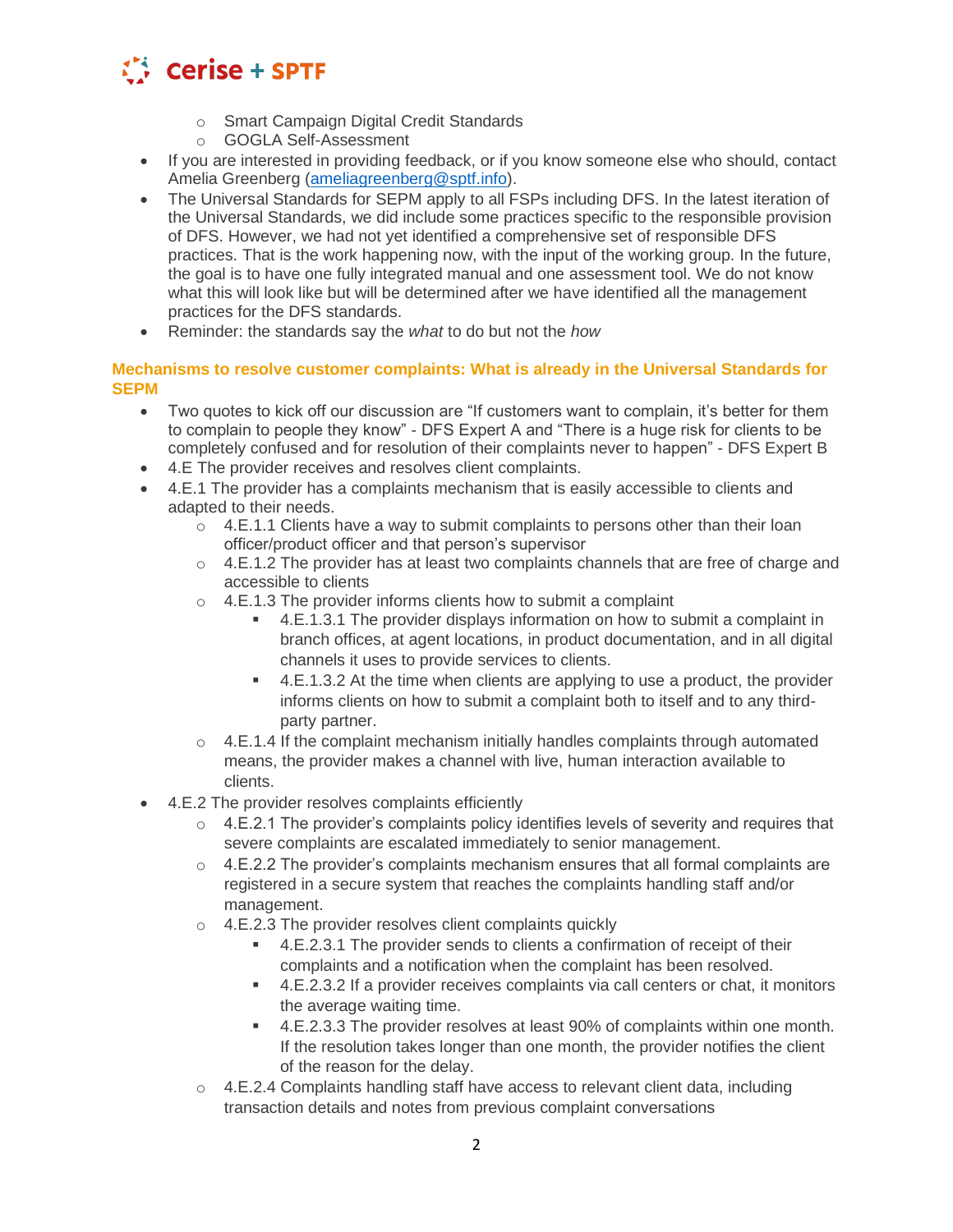- Smart Campaign Digital Credit Standards
  - GOGLA Self-Assessment
- If you are interested in providing feedback, or if you know someone else who should, contact Amelia Greenberg (ameliagreenberg@sptf.info).
- The Universal Standards for SEPM apply to all FSPs including DFS. In the latest iteration of the Universal Standards, we did include some practices specific to the responsible provision of DFS. However, we had not yet identified a comprehensive set of responsible DFS practices. That is the work happening now, with the input of the working group. In the future, the goal is to have one fully integrated manual and one assessment tool. We do not know what this will look like but will be determined after we have identified all the management practices for the DFS standards.
- Reminder: the standards say the *what* to do but not the *how*

**Mechanisms to resolve customer complaints: What is already in the Universal Standards for SEPM**

- Two quotes to kick off our discussion are "If customers want to complain, it's better for them to complain to people they know" - DFS Expert A and "There is a huge risk for clients to be completely confused and for resolution of their complaints never to happen" - DFS Expert B
- 4.E The provider receives and resolves client complaints.
- 4.E.1 The provider has a complaints mechanism that is easily accessible to clients and adapted to their needs.
  - 4.E.1.1 Clients have a way to submit complaints to persons other than their loan officer/product officer and that person's supervisor
  - 4.E.1.2 The provider has at least two complaints channels that are free of charge and accessible to clients
  - 4.E.1.3 The provider informs clients how to submit a complaint
    - 4.E.1.3.1 The provider displays information on how to submit a complaint in branch offices, at agent locations, in product documentation, and in all digital channels it uses to provide services to clients.
    - 4.E.1.3.2 At the time when clients are applying to use a product, the provider informs clients on how to submit a complaint both to itself and to any third-party partner.
  - 4.E.1.4 If the complaint mechanism initially handles complaints through automated means, the provider makes a channel with live, human interaction available to clients.
- 4.E.2 The provider resolves complaints efficiently
  - 4.E.2.1 The provider's complaints policy identifies levels of severity and requires that severe complaints are escalated immediately to senior management.
  - 4.E.2.2 The provider's complaints mechanism ensures that all formal complaints are registered in a secure system that reaches the complaints handling staff and/or management.
  - 4.E.2.3 The provider resolves client complaints quickly
    - 4.E.2.3.1 The provider sends to clients a confirmation of receipt of their complaints and a notification when the complaint has been resolved.
    - 4.E.2.3.2 If a provider receives complaints via call centers or chat, it monitors the average waiting time.
    - 4.E.2.3.3 The provider resolves at least 90% of complaints within one month. If the resolution takes longer than one month, the provider notifies the client of the reason for the delay.
  - 4.E.2.4 Complaints handling staff have access to relevant client data, including transaction details and notes from previous complaint conversations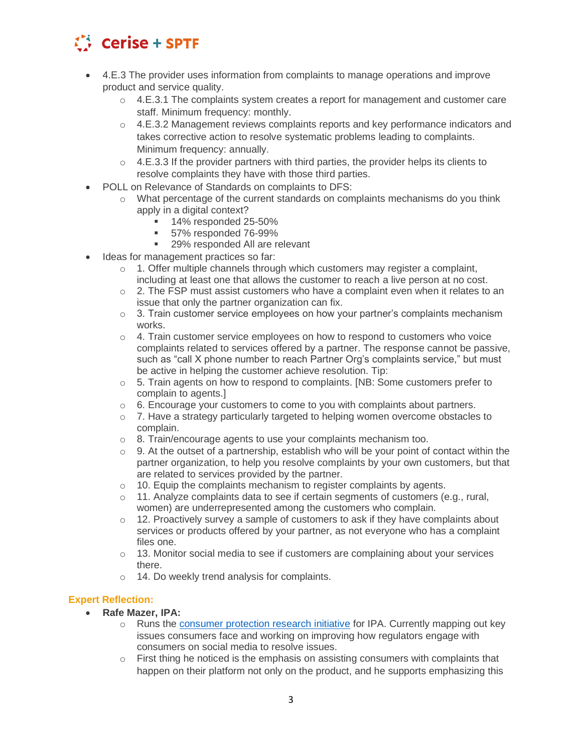- 4.E.3 The provider uses information from complaints to manage operations and improve product and service quality.
  - 4.E.3.1 The complaints system creates a report for management and customer care staff. Minimum frequency: monthly.
  - 4.E.3.2 Management reviews complaints reports and key performance indicators and takes corrective action to resolve systematic problems leading to complaints. Minimum frequency: annually.
  - 4.E.3.3 If the provider partners with third parties, the provider helps its clients to resolve complaints they have with those third parties.
- POLL on Relevance of Standards on complaints to DFS:
  - What percentage of the current standards on complaints mechanisms do you think apply in a digital context?
    - 14% responded 25-50%
    - 57% responded 76-99%
    - 29% responded All are relevant
- Ideas for management practices so far:
  - 1. Offer multiple channels through which customers may register a complaint, including at least one that allows the customer to reach a live person at no cost.
  - 2. The FSP must assist customers who have a complaint even when it relates to an issue that only the partner organization can fix.
  - 3. Train customer service employees on how your partner's complaints mechanism works.
  - 4. Train customer service employees on how to respond to customers who voice complaints related to services offered by a partner. The response cannot be passive, such as "call X phone number to reach Partner Org's complaints service," but must be active in helping the customer achieve resolution. Tip:
  - 5. Train agents on how to respond to complaints. [NB: Some customers prefer to complain to agents.]
  - 6. Encourage your customers to come to you with complaints about partners.
  - 7. Have a strategy particularly targeted to helping women overcome obstacles to complain.
  - 8. Train/encourage agents to use your complaints mechanism too.
  - 9. At the outset of a partnership, establish who will be your point of contact within the partner organization, to help you resolve complaints by your own customers, but that are related to services provided by the partner.
  - 10. Equip the complaints mechanism to register complaints by agents.
  - 11. Analyze complaints data to see if certain segments of customers (e.g., rural, women) are underrepresented among the customers who complain.
  - 12. Proactively survey a sample of customers to ask if they have complaints about services or products offered by your partner, as not everyone who has a complaint files one.
  - 13. Monitor social media to see if customers are complaining about your services there.
  - 14. Do weekly trend analysis for complaints.

**Expert Reflection:**

- **Rafe Mazer, IPA:**
  - Runs the consumer protection research initiative for IPA. Currently mapping out key issues consumers face and working on improving how regulators engage with consumers on social media to resolve issues.
  - First thing he noticed is the emphasis on assisting consumers with complaints that happen on their platform not only on the product, and he supports emphasizing this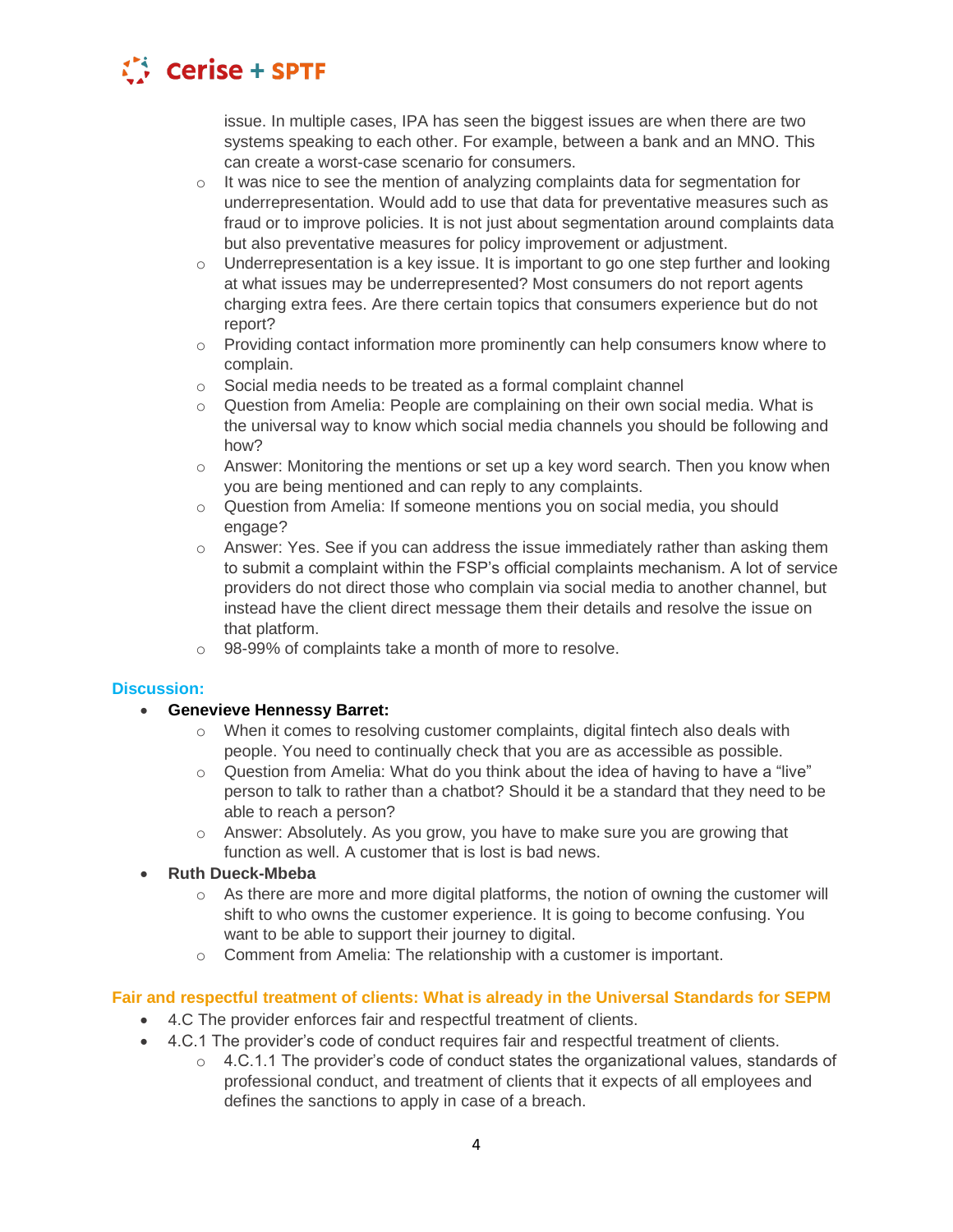issue. In multiple cases, IPA has seen the biggest issues are when there are two systems speaking to each other. For example, between a bank and an MNO. This can create a worst-case scenario for consumers.
    - It was nice to see the mention of analyzing complaints data for segmentation for underrepresentation. Would add to use that data for preventative measures such as fraud or to improve policies. It is not just about segmentation around complaints data but also preventative measures for policy improvement or adjustment.
    - Underrepresentation is a key issue. It is important to go one step further and looking at what issues may be underrepresented? Most consumers do not report agents charging extra fees. Are there certain topics that consumers experience but do not report?
    - Providing contact information more prominently can help consumers know where to complain.
    - Social media needs to be treated as a formal complaint channel
    - Question from Amelia: People are complaining on their own social media. What is the universal way to know which social media channels you should be following and how?
    - Answer: Monitoring the mentions or set up a key word search. Then you know when you are being mentioned and can reply to any complaints.
    - Question from Amelia: If someone mentions you on social media, you should engage?
    - Answer: Yes. See if you can address the issue immediately rather than asking them to submit a complaint within the FSP's official complaints mechanism. A lot of service providers do not direct those who complain via social media to another channel, but instead have the client direct message them their details and resolve the issue on that platform.
    - 98-99% of complaints take a month of more to resolve.

### Discussion:

- **Genevieve Hennessy Barret:**
    - When it comes to resolving customer complaints, digital fintech also deals with people. You need to continually check that you are as accessible as possible.
    - Question from Amelia: What do you think about the idea of having to have a "live" person to talk to rather than a chatbot? Should it be a standard that they need to be able to reach a person?
    - Answer: Absolutely. As you grow, you have to make sure you are growing that function as well. A customer that is lost is bad news.
- **Ruth Dueck-Mbeba**
    - As there are more and more digital platforms, the notion of owning the customer will shift to who owns the customer experience. It is going to become confusing. You want to be able to support their journey to digital.
    - Comment from Amelia: The relationship with a customer is important.

### Fair and respectful treatment of clients: What is already in the Universal Standards for SEPM

- 4.C The provider enforces fair and respectful treatment of clients.
- 4.C.1 The provider's code of conduct requires fair and respectful treatment of clients.
    - 4.C.1.1 The provider's code of conduct states the organizational values, standards of professional conduct, and treatment of clients that it expects of all employees and defines the sanctions to apply in case of a breach.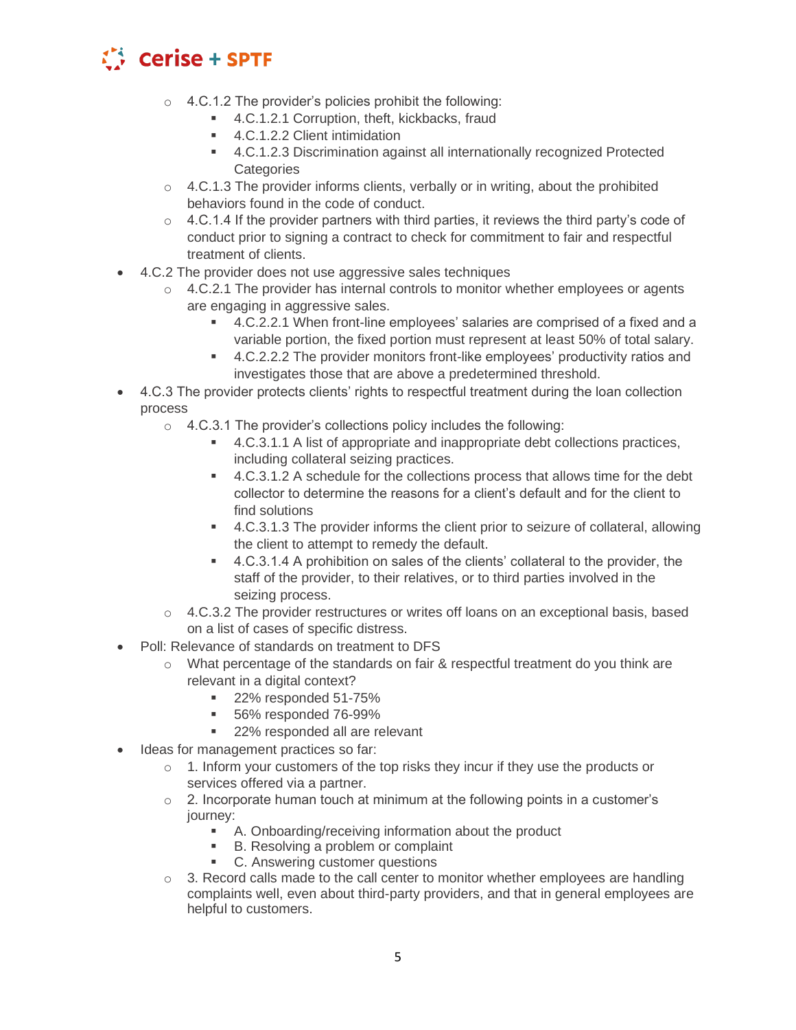- 4.C.1.2 The provider's policies prohibit the following:
  - 4.C.1.2.1 Corruption, theft, kickbacks, fraud
  - 4.C.1.2.2 Client intimidation
  - 4.C.1.2.3 Discrimination against all internationally recognized Protected Categories
- 4.C.1.3 The provider informs clients, verbally or in writing, about the prohibited behaviors found in the code of conduct.
- 4.C.1.4 If the provider partners with third parties, it reviews the third party's code of conduct prior to signing a contract to check for commitment to fair and respectful treatment of clients.

- 4.C.2 The provider does not use aggressive sales techniques
  - 4.C.2.1 The provider has internal controls to monitor whether employees or agents are engaging in aggressive sales.
    - 4.C.2.2.1 When front-line employees' salaries are comprised of a fixed and a variable portion, the fixed portion must represent at least 50% of total salary.
    - 4.C.2.2.2 The provider monitors front-like employees' productivity ratios and investigates those that are above a predetermined threshold.
- 4.C.3 The provider protects clients' rights to respectful treatment during the loan collection process
  - 4.C.3.1 The provider's collections policy includes the following:
    - 4.C.3.1.1 A list of appropriate and inappropriate debt collections practices, including collateral seizing practices.
    - 4.C.3.1.2 A schedule for the collections process that allows time for the debt collector to determine the reasons for a client's default and for the client to find solutions
    - 4.C.3.1.3 The provider informs the client prior to seizure of collateral, allowing the client to attempt to remedy the default.
    - 4.C.3.1.4 A prohibition on sales of the clients' collateral to the provider, the staff of the provider, to their relatives, or to third parties involved in the seizing process.
  - 4.C.3.2 The provider restructures or writes off loans on an exceptional basis, based on a list of cases of specific distress.
- Poll: Relevance of standards on treatment to DFS
  - What percentage of the standards on fair & respectful treatment do you think are relevant in a digital context?
    - 22% responded 51-75%
    - 56% responded 76-99%
    - 22% responded all are relevant
- Ideas for management practices so far:
  - 1. Inform your customers of the top risks they incur if they use the products or services offered via a partner.
  - 2. Incorporate human touch at minimum at the following points in a customer's journey:
    - A. Onboarding/receiving information about the product
    - B. Resolving a problem or complaint
    - C. Answering customer questions
  - 3. Record calls made to the call center to monitor whether employees are handling complaints well, even about third-party providers, and that in general employees are helpful to customers.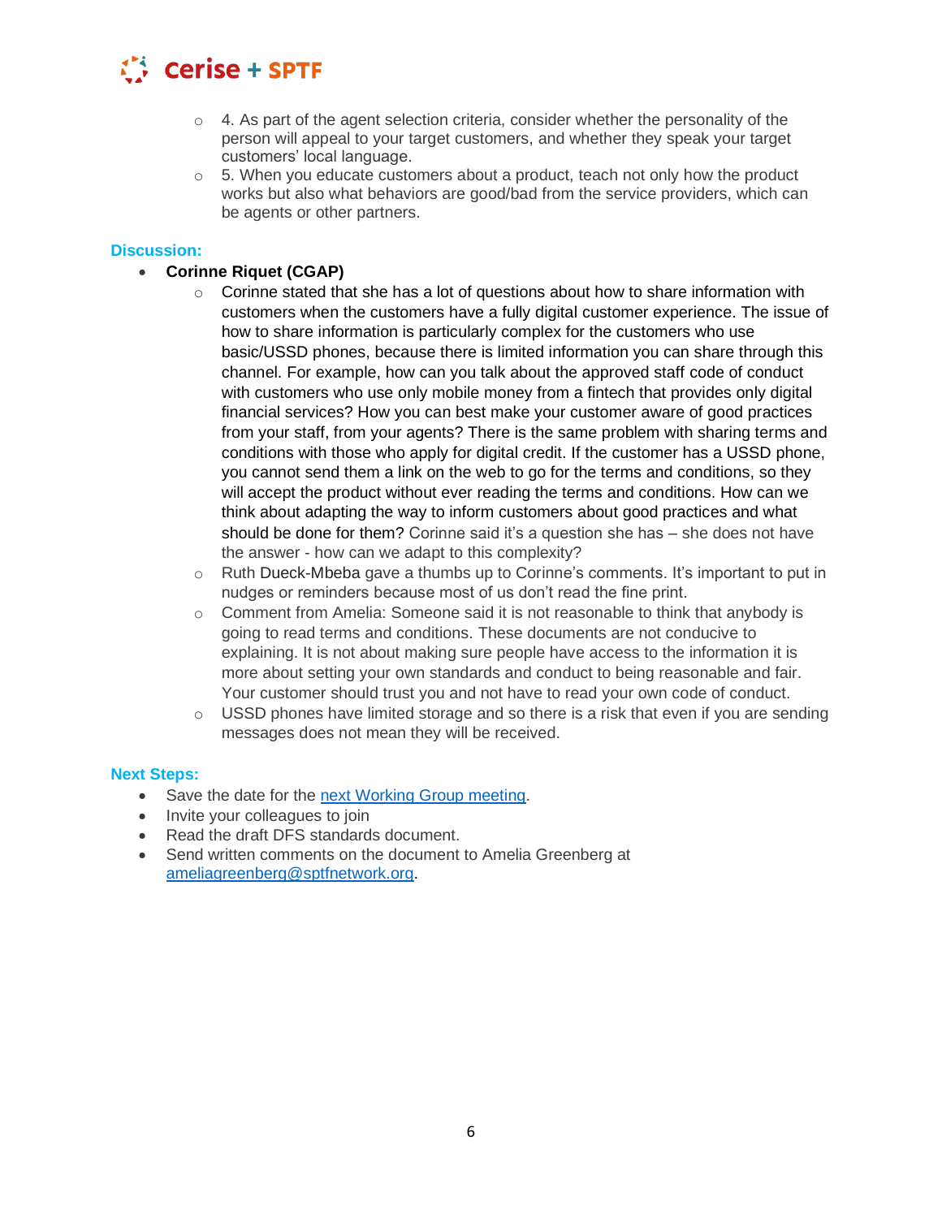- 4. As part of the agent selection criteria, consider whether the personality of the person will appeal to your target customers, and whether they speak your target customers' local language.
- 5. When you educate customers about a product, teach not only how the product works but also what behaviors are good/bad from the service providers, which can be agents or other partners.

**Discussion:**

- **Corinne Riquet (CGAP)**
  - Corinne stated that she has a lot of questions about how to share information with customers when the customers have a fully digital customer experience. The issue of how to share information is particularly complex for the customers who use basic/USSD phones, because there is limited information you can share through this channel. For example, how can you talk about the approved staff code of conduct with customers who use only mobile money from a fintech that provides only digital financial services? How you can best make your customer aware of good practices from your staff, from your agents? There is the same problem with sharing terms and conditions with those who apply for digital credit. If the customer has a USSD phone, you cannot send them a link on the web to go for the terms and conditions, so they will accept the product without ever reading the terms and conditions. How can we think about adapting the way to inform customers about good practices and what should be done for them? Corinne said it's a question she has – she does not have the answer - how can we adapt to this complexity?
  - Ruth Dueck-Mbeba gave a thumbs up to Corinne's comments. It's important to put in nudges or reminders because most of us don't read the fine print.
  - Comment from Amelia: Someone said it is not reasonable to think that anybody is going to read terms and conditions. These documents are not conducive to explaining. It is not about making sure people have access to the information it is more about setting your own standards and conduct to being reasonable and fair. Your customer should trust you and not have to read your own code of conduct.
  - USSD phones have limited storage and so there is a risk that even if you are sending messages does not mean they will be received.

**Next Steps:**

- Save the date for the next Working Group meeting.
- Invite your colleagues to join
- Read the draft DFS standards document.
- Send written comments on the document to Amelia Greenberg at ameliagreenberg@sptfnetwork.org.